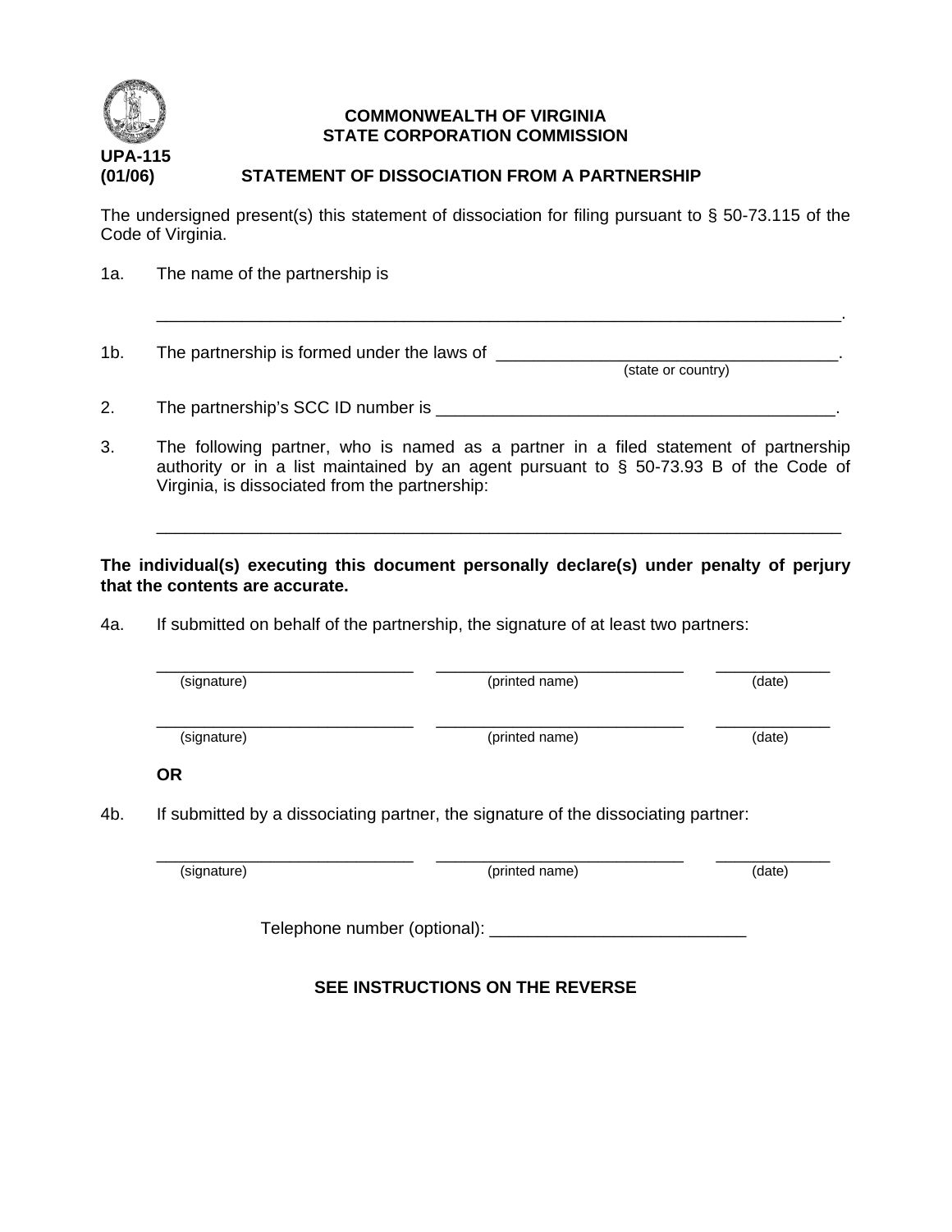**COMMONWEALTH OF VIRGINIA**
**STATE CORPORATION COMMISSION**

**UPA-115**
**(01/06)**

# STATEMENT OF DISSOCIATION FROM A PARTNERSHIP

The undersigned present(s) this statement of dissociation for filing pursuant to § 50-73.115 of the Code of Virginia.

1a. The name of the partnership is

______________________________________________________________________.

1b. The partnership is formed under the laws of ____________________________________.
(state or country)

2. The partnership's SCC ID number is ___________________________________________.

3. The following partner, who is named as a partner in a filed statement of partnership authority or in a list maintained by an agent pursuant to § 50-73.93 B of the Code of Virginia, is dissociated from the partnership:

______________________________________________________________________

**The individual(s) executing this document personally declare(s) under penalty of perjury that the contents are accurate.**

4a. If submitted on behalf of the partnership, the signature of at least two partners:

____________________________ ____________________________ ____________
(signature) (printed name) (date)

____________________________ ____________________________ ____________
(signature) (printed name) (date)

**OR**

4b. If submitted by a dissociating partner, the signature of the dissociating partner:

____________________________ ____________________________ ____________
(signature) (printed name) (date)

Telephone number (optional): ___________________________

**SEE INSTRUCTIONS ON THE REVERSE**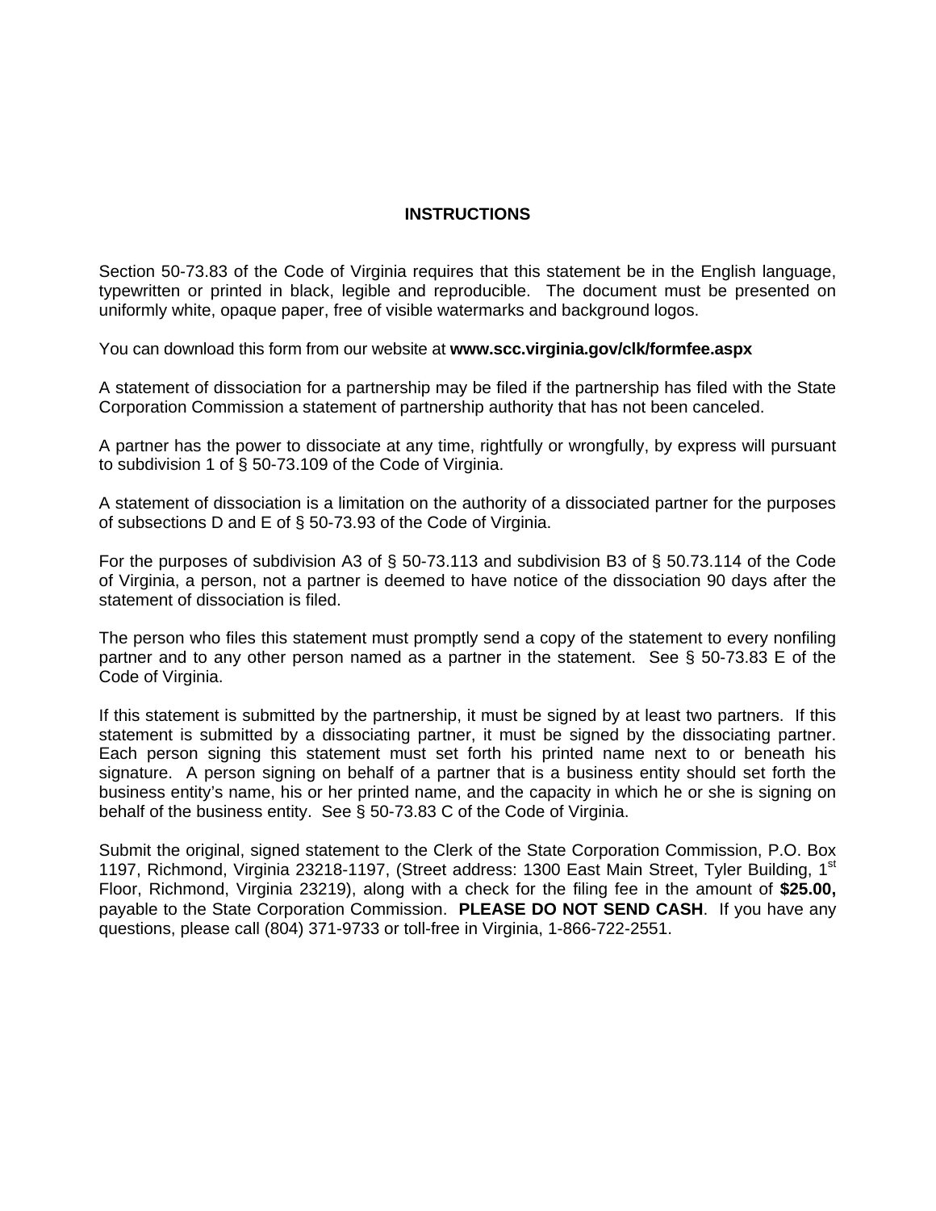## INSTRUCTIONS

Section 50-73.83 of the Code of Virginia requires that this statement be in the English language, typewritten or printed in black, legible and reproducible. The document must be presented on uniformly white, opaque paper, free of visible watermarks and background logos.

You can download this form from our website at **www.scc.virginia.gov/clk/formfee.aspx**

A statement of dissociation for a partnership may be filed if the partnership has filed with the State Corporation Commission a statement of partnership authority that has not been canceled.

A partner has the power to dissociate at any time, rightfully or wrongfully, by express will pursuant to subdivision 1 of § 50-73.109 of the Code of Virginia.

A statement of dissociation is a limitation on the authority of a dissociated partner for the purposes of subsections D and E of § 50-73.93 of the Code of Virginia.

For the purposes of subdivision A3 of § 50-73.113 and subdivision B3 of § 50.73.114 of the Code of Virginia, a person, not a partner is deemed to have notice of the dissociation 90 days after the statement of dissociation is filed.

The person who files this statement must promptly send a copy of the statement to every nonfiling partner and to any other person named as a partner in the statement. See § 50-73.83 E of the Code of Virginia.

If this statement is submitted by the partnership, it must be signed by at least two partners. If this statement is submitted by a dissociating partner, it must be signed by the dissociating partner. Each person signing this statement must set forth his printed name next to or beneath his signature. A person signing on behalf of a partner that is a business entity should set forth the business entity's name, his or her printed name, and the capacity in which he or she is signing on behalf of the business entity. See § 50-73.83 C of the Code of Virginia.

Submit the original, signed statement to the Clerk of the State Corporation Commission, P.O. Box 1197, Richmond, Virginia 23218-1197, (Street address: 1300 East Main Street, Tyler Building, 1st Floor, Richmond, Virginia 23219), along with a check for the filing fee in the amount of **$25.00,** payable to the State Corporation Commission. **PLEASE DO NOT SEND CASH**. If you have any questions, please call (804) 371-9733 or toll-free in Virginia, 1-866-722-2551.